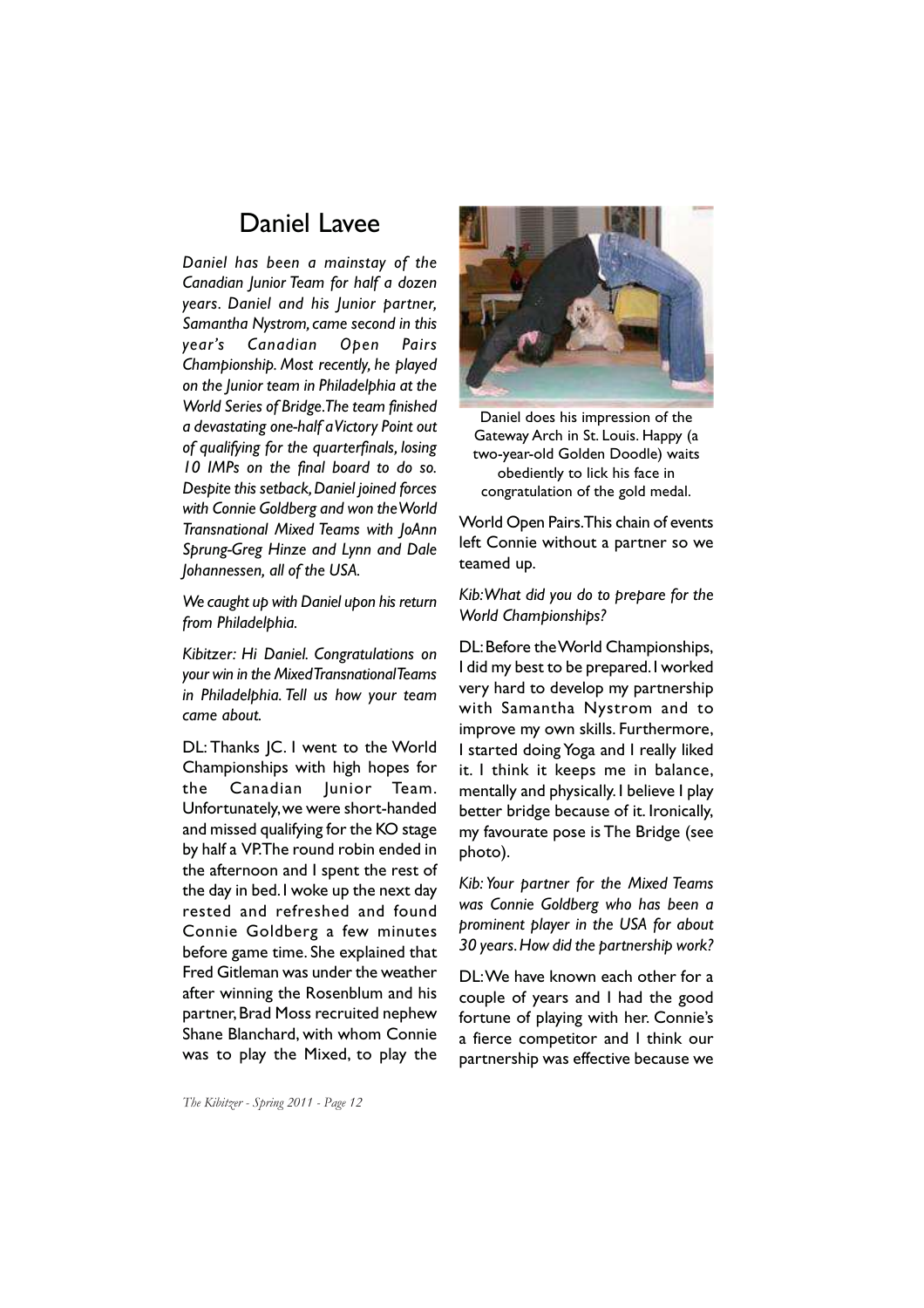# Daniel Lavee

*Daniel has been a mainstay of the Canadian Junior Team for half a dozen years. Daniel and his Junior partner, Samantha Nystrom, came second in this year's Canadian Open Pairs Championship. Most recently, he played on the Junior team in Philadelphia at the World Series of Bridge. The team finished a devastating one-half a Victory Point out of qualifying for the quarterfinals, losing 10 IMPs on the final board to do so. Despite this setback, Daniel joined forces with Connie Goldberg and won the World Transnational Mixed Teams with JoAnn Sprung-Greg Hinze and Lynn and Dale Johannessen, all of the USA.*

*We caught up with Daniel upon his return from Philadelphia.*

*Kibitzer: Hi Daniel. Congratulations on your win in the Mixed Transnational Teams in Philadelphia. Tell us how your team came about.*

DL: Thanks JC. I went to the World Championships with high hopes for the Canadian Junior Team. Unfortunately, we were short-handed and missed qualifying for the KO stage by half a VP. The round robin ended in the afternoon and I spent the rest of the day in bed. I woke up the next day rested and refreshed and found Connie Goldberg a few minutes before game time. She explained that Fred Gitleman was under the weather after winning the Rosenblum and his partner, Brad Moss recruited nephew Shane Blanchard, with whom Connie was to play the Mixed, to play the World Open Pairs. This chain of events left Connie without a partner so we teamed up.

Daniel does his impression of the Gateway Arch in St. Louis. Happy (a two-year-old Golden Doodle) waits obediently to lick his face in congratulation of the gold medal.

*Kib: What did you do to prepare for the World Championships?*

DL: Before the World Championships, I did my best to be prepared. I worked very hard to develop my partnership with Samantha Nystrom and to improve my own skills. Furthermore, I started doing Yoga and I really liked it. I think it keeps me in balance, mentally and physically. I believe I play better bridge because of it. Ironically, my favourate pose is The Bridge (see photo).

*Kib: Your partner for the Mixed Teams was Connie Goldberg who has been a prominent player in the USA for about 30 years. How did the partnership work?*

DL: We have known each other for a couple of years and I had the good fortune of playing with her. Connie's a fierce competitor and I think our partnership was effective because we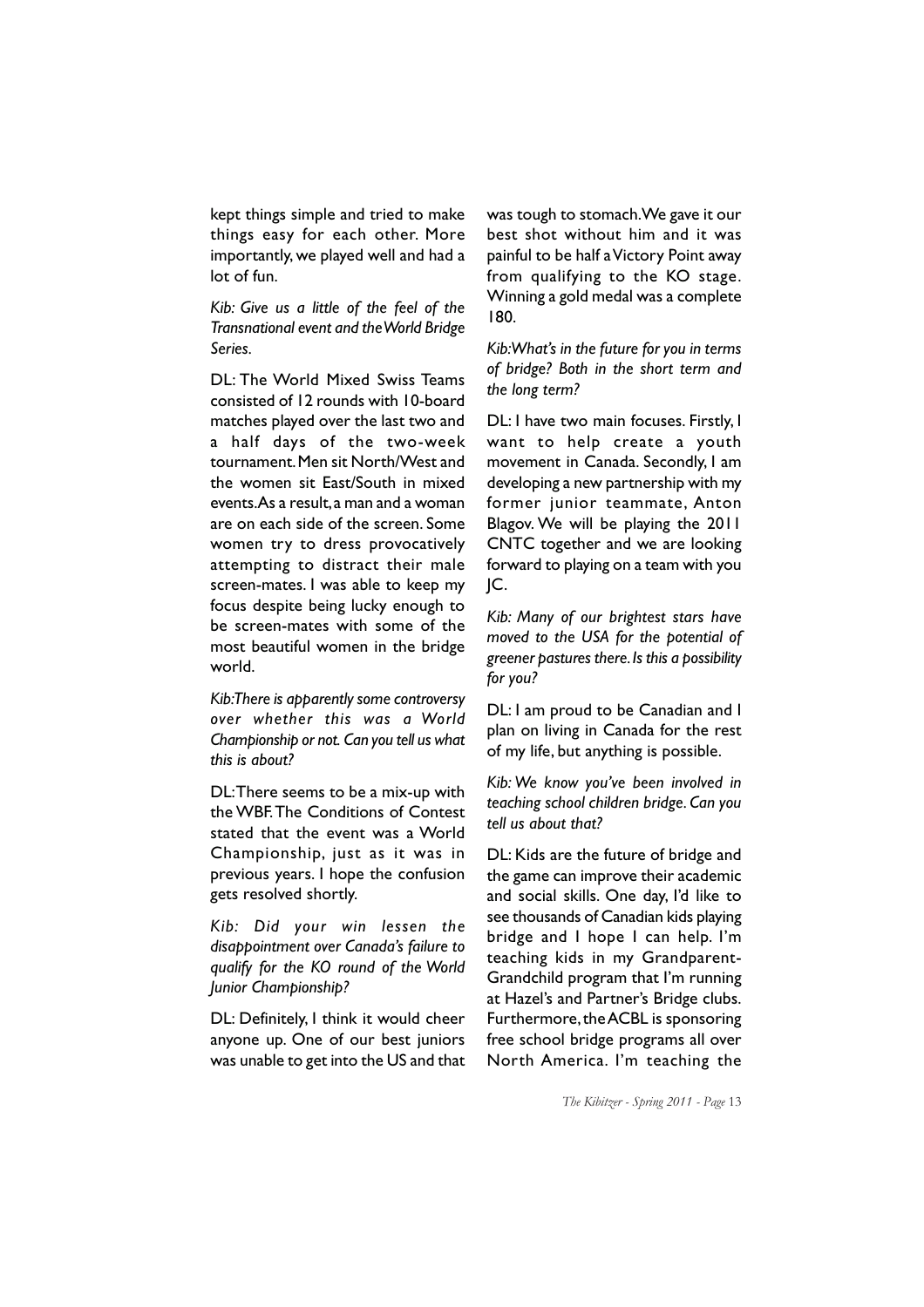kept things simple and tried to make things easy for each other. More importantly, we played well and had a lot of fun.

*Kib: Give us a little of the feel of the Transnational event and the World Bridge Series.*

DL: The World Mixed Swiss Teams consisted of 12 rounds with 10-board matches played over the last two and a half days of the two-week tournament. Men sit North/West and the women sit East/South in mixed events. As a result, a man and a woman are on each side of the screen. Some women try to dress provocatively attempting to distract their male screen-mates. I was able to keep my focus despite being lucky enough to be screen-mates with some of the most beautiful women in the bridge world.

*Kib: There is apparently some controversy over whether this was a World Championship or not. Can you tell us what this is about?*

DL: There seems to be a mix-up with the WBF. The Conditions of Contest stated that the event was a World Championship, just as it was in previous years. I hope the confusion gets resolved shortly.

*Kib: Did your win lessen the disappointment over Canada's failure to qualify for the KO round of the World Junior Championship?*

DL: Definitely, I think it would cheer anyone up. One of our best juniors was unable to get into the US and that was tough to stomach. We gave it our best shot without him and it was painful to be half a Victory Point away from qualifying to the KO stage. Winning a gold medal was a complete 180.

*Kib: What's in the future for you in terms of bridge? Both in the short term and the long term?*

DL: I have two main focuses. Firstly, I want to help create a youth movement in Canada. Secondly, I am developing a new partnership with my former junior teammate, Anton Blagov. We will be playing the 2011 CNTC together and we are looking forward to playing on a team with you JC.

*Kib: Many of our brightest stars have moved to the USA for the potential of greener pastures there. Is this a possibility for you?*

DL: I am proud to be Canadian and I plan on living in Canada for the rest of my life, but anything is possible.

*Kib: We know you've been involved in teaching school children bridge. Can you tell us about that?*

DL: Kids are the future of bridge and the game can improve their academic and social skills. One day, I'd like to see thousands of Canadian kids playing bridge and I hope I can help. I'm teaching kids in my Grandparent-Grandchild program that I'm running at Hazel's and Partner's Bridge clubs. Furthermore, the ACBL is sponsoring free school bridge programs all over North America. I'm teaching the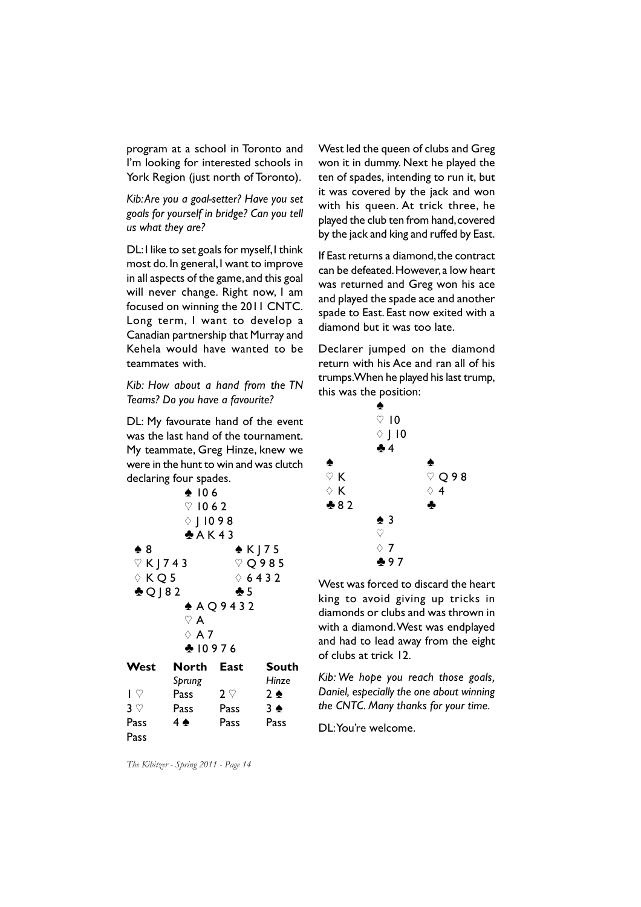program at a school in Toronto and I'm looking for interested schools in York Region (just north of Toronto).

*Kib: Are you a goal-setter? Have you set goals for yourself in bridge? Can you tell us what they are?*

DL: I like to set goals for myself, I think most do. In general, I want to improve in all aspects of the game, and this goal will never change. Right now, I am focused on winning the 2011 CNTC. Long term, I want to develop a Canadian partnership that Murray and Kehela would have wanted to be teammates with.

*Kib: How about a hand from the TN Teams? Do you have a favourite?*

DL: My favourate hand of the event was the last hand of the tournament. My teammate, Greg Hinze, knew we were in the hunt to win and was clutch declaring four spades.

```
            ♠ 10 6
            ♡ 10 6 2
            ♢ J 10 9 8
            ♣ A K 4 3
♠ 8                     ♠ K J 7 5
♡ K J 7 4 3             ♡ Q 9 8 5
♢ K Q 5                 ♢ 6 4 3 2
♣ Q J 8 2               ♣ 5
            ♠ A Q 9 4 3 2
            ♡ A
            ♢ A 7
            ♣ 10 9 7 6
```

| West | North | East | South |
|---|---|---|---|
| | *Sprung* | | *Hinze* |
| 1 ♡ | Pass | 2 ♡ | 2 ♠ |
| 3 ♡ | Pass | Pass | 3 ♠ |
| Pass | 4 ♠ | Pass | Pass |
| Pass | | | |

West led the queen of clubs and Greg won it in dummy. Next he played the ten of spades, intending to run it, but it was covered by the jack and won with his queen. At trick three, he played the club ten from hand, covered by the jack and king and ruffed by East.

If East returns a diamond, the contract can be defeated. However, a low heart was returned and Greg won his ace and played the spade ace and another spade to East. East now exited with a diamond but it was too late.

Declarer jumped on the diamond return with his Ace and ran all of his trumps. When he played his last trump, this was the position:

```
            ♠
            ♡ 10
            ♢ J 10
            ♣ 4
♠                       ♠
♡ K                     ♡ Q 9 8
♢ K                     ♢ 4
♣ 8 2                   ♣
            ♠ 3
            ♡
            ♢ 7
            ♣ 9 7
```

West was forced to discard the heart king to avoid giving up tricks in diamonds or clubs and was thrown in with a diamond. West was endplayed and had to lead away from the eight of clubs at trick 12.

*Kib: We hope you reach those goals, Daniel, especially the one about winning the CNTC. Many thanks for your time.*

DL: You're welcome.